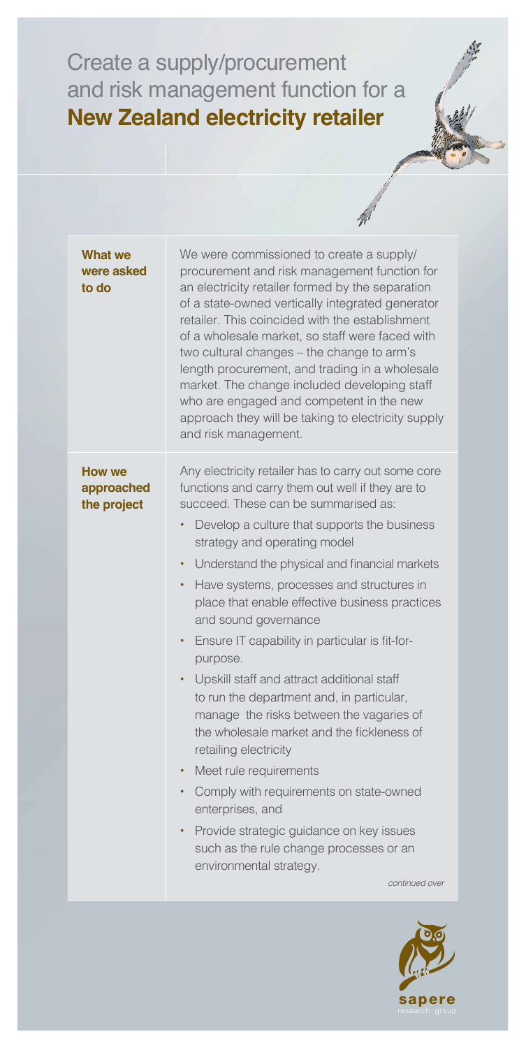# Create a supply/procurement and risk management function for a **New Zealand electricity retailer**

## What we were asked to do

We were commissioned to create a supply/procurement and risk management function for an electricity retailer formed by the separation of a state-owned vertically integrated generator retailer. This coincided with the establishment of a wholesale market, so staff were faced with two cultural changes – the change to arm's length procurement, and trading in a wholesale market. The change included developing staff who are engaged and competent in the new approach they will be taking to electricity supply and risk management.

## How we approached the project

Any electricity retailer has to carry out some core functions and carry them out well if they are to succeed. These can be summarised as:

- Develop a culture that supports the business strategy and operating model
- Understand the physical and financial markets
- Have systems, processes and structures in place that enable effective business practices and sound governance
- Ensure IT capability in particular is fit-for-purpose.
- Upskill staff and attract additional staff to run the department and, in particular, manage the risks between the vagaries of the wholesale market and the fickleness of retailing electricity
- Meet rule requirements
- Comply with requirements on state-owned enterprises, and
- Provide strategic guidance on key issues such as the rule change processes or an environmental strategy.

*continued over*

sapere
research group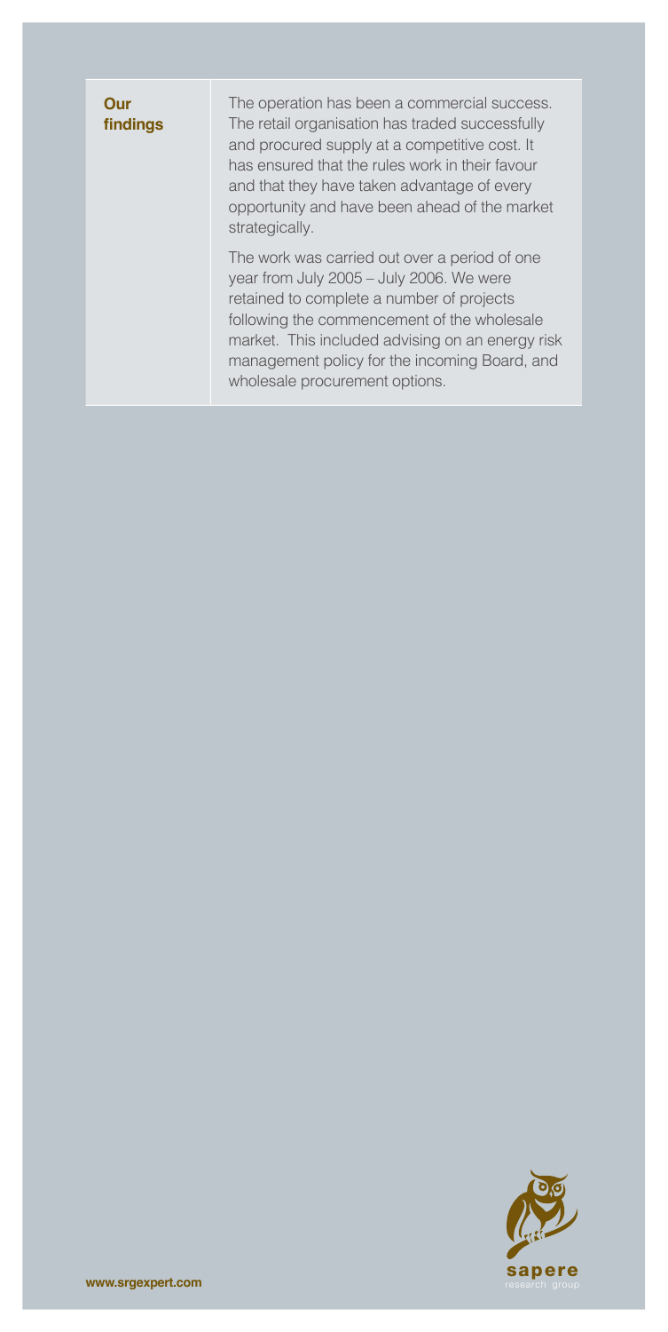**Our findings**

The operation has been a commercial success. The retail organisation has traded successfully and procured supply at a competitive cost. It has ensured that the rules work in their favour and that they have taken advantage of every opportunity and have been ahead of the market strategically.

The work was carried out over a period of one year from July 2005 – July 2006. We were retained to complete a number of projects following the commencement of the wholesale market. This included advising on an energy risk management policy for the incoming Board, and wholesale procurement options.

www.srgexpert.com

sapere
research group